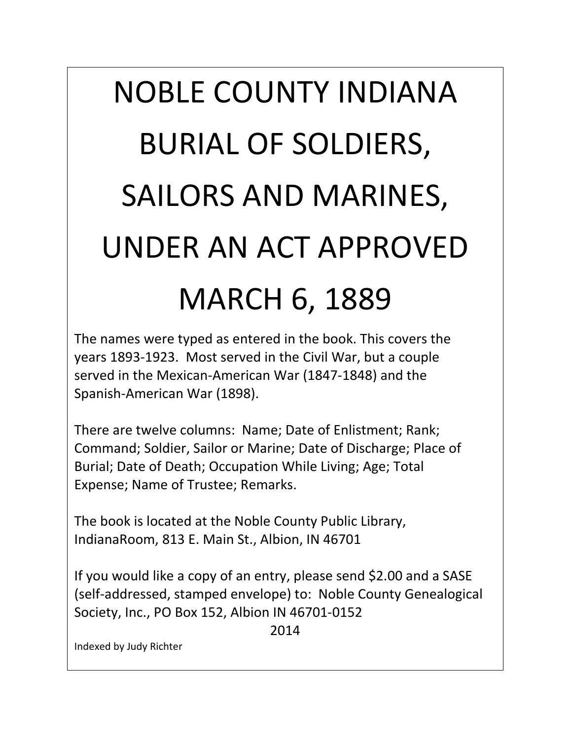# NOBLE COUNTY INDIANA BURIAL OF SOLDIERS, SAILORS AND MARINES, UNDER AN ACT APPROVED MARCH 6, 1889

The names were typed as entered in the book. This covers the years 1893-1923. Most served in the Civil War, but a couple served in the Mexican-American War (1847-1848) and the Spanish-American War (1898).

There are twelve columns: Name; Date of Enlistment; Rank; Command; Soldier, Sailor or Marine; Date of Discharge; Place of Burial; Date of Death; Occupation While Living; Age; Total Expense; Name of Trustee; Remarks.

The book is located at the Noble County Public Library, IndianaRoom, 813 E. Main St., Albion, IN 46701

If you would like a copy of an entry, please send $2.00 and a SASE (self-addressed, stamped envelope) to: Noble County Genealogical Society, Inc., PO Box 152, Albion IN 46701-0152

2014

Indexed by Judy Richter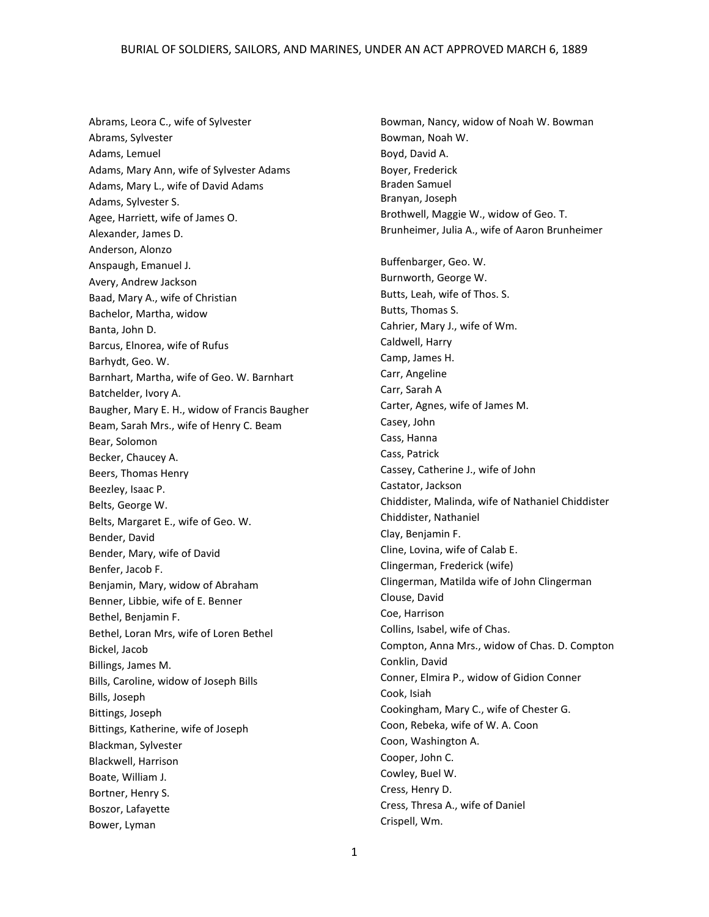# BURIAL OF SOLDIERS, SAILORS, AND MARINES, UNDER AN ACT APPROVED MARCH 6, 1889

Abrams, Leora C., wife of Sylvester
Abrams, Sylvester
Adams, Lemuel
Adams, Mary Ann, wife of Sylvester Adams
Adams, Mary L., wife of David Adams
Adams, Sylvester S.
Agee, Harriett, wife of James O.
Alexander, James D.
Anderson, Alonzo
Anspaugh, Emanuel J.
Avery, Andrew Jackson
Baad, Mary A., wife of Christian
Bachelor, Martha, widow
Banta, John D.
Barcus, Elnorea, wife of Rufus
Barhydt, Geo. W.
Barnhart, Martha, wife of Geo. W. Barnhart
Batchelder, Ivory A.
Baugher, Mary E. H., widow of Francis Baugher
Beam, Sarah Mrs., wife of Henry C. Beam
Bear, Solomon
Becker, Chaucey A.
Beers, Thomas Henry
Beezley, Isaac P.
Belts, George W.
Belts, Margaret E., wife of Geo. W.
Bender, David
Bender, Mary, wife of David
Benfer, Jacob F.
Benjamin, Mary, widow of Abraham
Benner, Libbie, wife of E. Benner
Bethel, Benjamin F.
Bethel, Loran Mrs, wife of Loren Bethel
Bickel, Jacob
Billings, James M.
Bills, Caroline, widow of Joseph Bills
Bills, Joseph
Bittings, Joseph
Bittings, Katherine, wife of Joseph
Blackman, Sylvester
Blackwell, Harrison
Boate, William J.
Bortner, Henry S.
Boszor, Lafayette
Bower, Lyman
Bowman, Nancy, widow of Noah W. Bowman
Bowman, Noah W.
Boyd, David A.
Boyer, Frederick
Braden Samuel
Branyan, Joseph
Brothwell, Maggie W., widow of Geo. T.
Brunheimer, Julia A., wife of Aaron Brunheimer

Buffenbarger, Geo. W.
Burnworth, George W.
Butts, Leah, wife of Thos. S.
Butts, Thomas S.
Cahrier, Mary J., wife of Wm.
Caldwell, Harry
Camp, James H.
Carr, Angeline
Carr, Sarah A
Carter, Agnes, wife of James M.
Casey, John
Cass, Hanna
Cass, Patrick
Cassey, Catherine J., wife of John
Castator, Jackson
Chiddister, Malinda, wife of Nathaniel Chiddister
Chiddister, Nathaniel
Clay, Benjamin F.
Cline, Lovina, wife of Calab E.
Clingerman, Frederick (wife)
Clingerman, Matilda wife of John Clingerman
Clouse, David
Coe, Harrison
Collins, Isabel, wife of Chas.
Compton, Anna Mrs., widow of Chas. D. Compton
Conklin, David
Conner, Elmira P., widow of Gidion Conner
Cook, Isiah
Cookingham, Mary C., wife of Chester G.
Coon, Rebeka, wife of W. A. Coon
Coon, Washington A.
Cooper, John C.
Cowley, Buel W.
Cress, Henry D.
Cress, Thresa A., wife of Daniel
Crispell, Wm.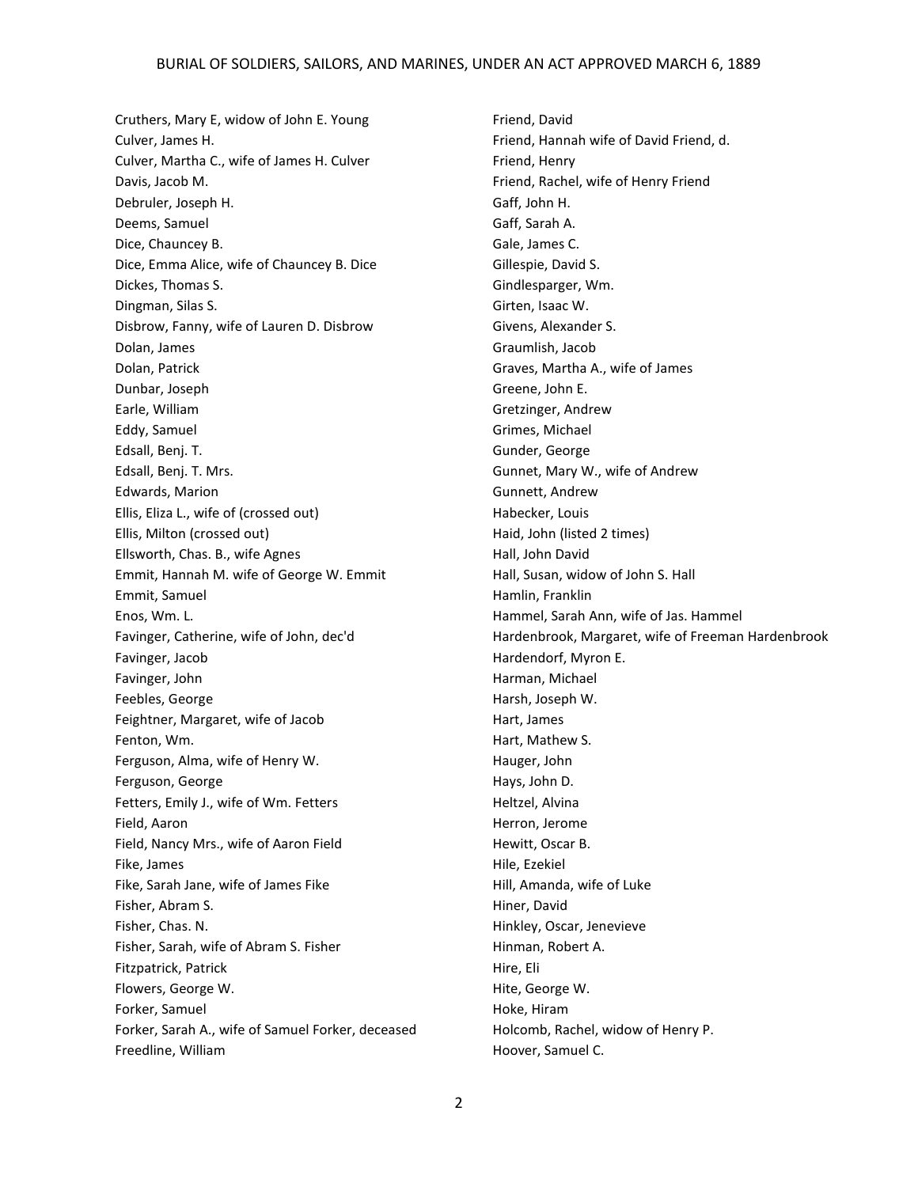Cruthers, Mary E, widow of John E. Young
Culver, James H.
Culver, Martha C., wife of James H. Culver
Davis, Jacob M.
Debruler, Joseph H.
Deems, Samuel
Dice, Chauncey B.
Dice, Emma Alice, wife of Chauncey B. Dice
Dickes, Thomas S.
Dingman, Silas S.
Disbrow, Fanny, wife of Lauren D. Disbrow
Dolan, James
Dolan, Patrick
Dunbar, Joseph
Earle, William
Eddy, Samuel
Edsall, Benj. T.
Edsall, Benj. T. Mrs.
Edwards, Marion
Ellis, Eliza L., wife of (crossed out)
Ellis, Milton (crossed out)
Ellsworth, Chas. B., wife Agnes
Emmit, Hannah M. wife of George W. Emmit
Emmit, Samuel
Enos, Wm. L.
Favinger, Catherine, wife of John, dec'd
Favinger, Jacob
Favinger, John
Feebles, George
Feightner, Margaret, wife of Jacob
Fenton, Wm.
Ferguson, Alma, wife of Henry W.
Ferguson, George
Fetters, Emily J., wife of Wm. Fetters
Field, Aaron
Field, Nancy Mrs., wife of Aaron Field
Fike, James
Fike, Sarah Jane, wife of James Fike
Fisher, Abram S.
Fisher, Chas. N.
Fisher, Sarah, wife of Abram S. Fisher
Fitzpatrick, Patrick
Flowers, George W.
Forker, Samuel
Forker, Sarah A., wife of Samuel Forker, deceased
Freedline, William
Friend, David
Friend, Hannah wife of David Friend, d.
Friend, Henry
Friend, Rachel, wife of Henry Friend
Gaff, John H.
Gaff, Sarah A.
Gale, James C.
Gillespie, David S.
Gindlesparger, Wm.
Girten, Isaac W.
Givens, Alexander S.
Graumlish, Jacob
Graves, Martha A., wife of James
Greene, John E.
Gretzinger, Andrew
Grimes, Michael
Gunder, George
Gunnet, Mary W., wife of Andrew
Gunnett, Andrew
Habecker, Louis
Haid, John (listed 2 times)
Hall, John David
Hall, Susan, widow of John S. Hall
Hamlin, Franklin
Hammel, Sarah Ann, wife of Jas. Hammel
Hardenbrook, Margaret, wife of Freeman Hardenbrook
Hardendorf, Myron E.
Harman, Michael
Harsh, Joseph W.
Hart, James
Hart, Mathew S.
Hauger, John
Hays, John D.
Heltzel, Alvina
Herron, Jerome
Hewitt, Oscar B.
Hile, Ezekiel
Hill, Amanda, wife of Luke
Hiner, David
Hinkley, Oscar, Jenevieve
Hinman, Robert A.
Hire, Eli
Hite, George W.
Hoke, Hiram
Holcomb, Rachel, widow of Henry P.
Hoover, Samuel C.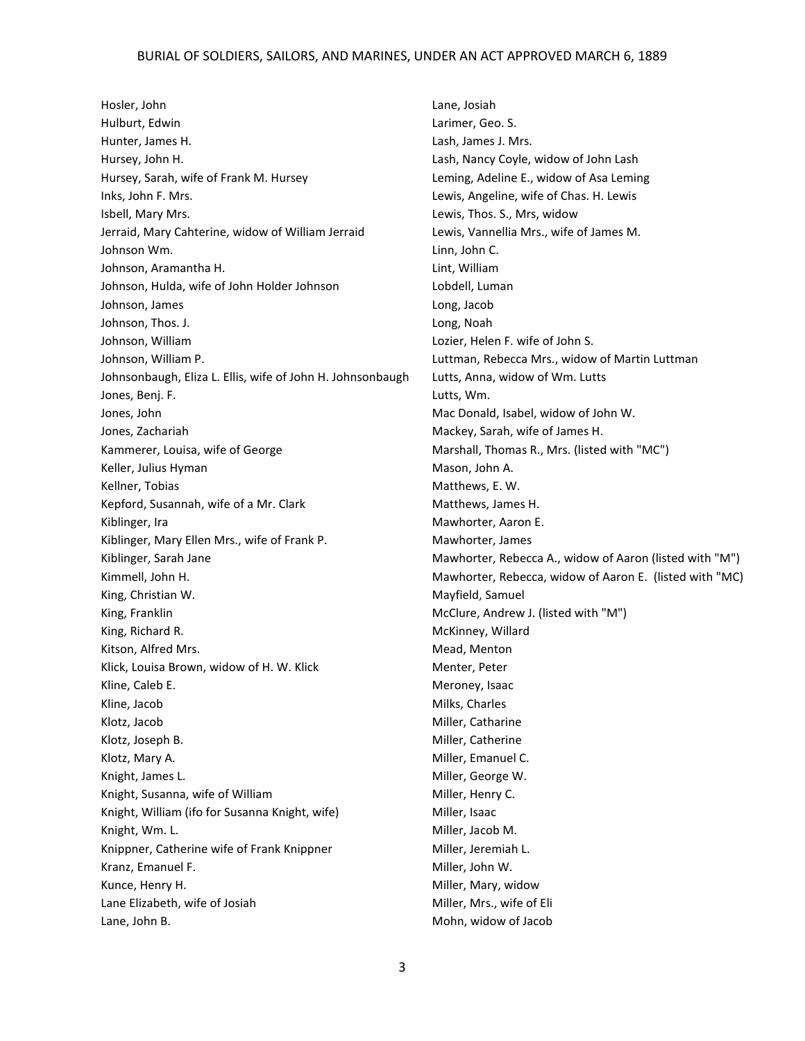Hosler, John
Hulburt, Edwin
Hunter, James H.
Hursey, John H.
Hursey, Sarah, wife of Frank M. Hursey
Inks, John F. Mrs.
Isbell, Mary Mrs.
Jerraid, Mary Cahterine, widow of William Jerraid
Johnson Wm.
Johnson, Aramantha H.
Johnson, Hulda, wife of John Holder Johnson
Johnson, James
Johnson, Thos. J.
Johnson, William
Johnson, William P.
Johnsonbaugh, Eliza L. Ellis, wife of John H. Johnsonbaugh
Jones, Benj. F.
Jones, John
Jones, Zachariah
Kammerer, Louisa, wife of George
Keller, Julius Hyman
Kellner, Tobias
Kepford, Susannah, wife of a Mr. Clark
Kiblinger, Ira
Kiblinger, Mary Ellen Mrs., wife of Frank P.
Kiblinger, Sarah Jane
Kimmell, John H.
King, Christian W.
King, Franklin
King, Richard R.
Kitson, Alfred Mrs.
Klick, Louisa Brown, widow of H. W. Klick
Kline, Caleb E.
Kline, Jacob
Klotz, Jacob
Klotz, Joseph B.
Klotz, Mary A.
Knight, James L.
Knight, Susanna, wife of William
Knight, William (ifo for Susanna Knight, wife)
Knight, Wm. L.
Knippner, Catherine wife of Frank Knippner
Kranz, Emanuel F.
Kunce, Henry H.
Lane Elizabeth, wife of Josiah
Lane, John B.
Lane, Josiah
Larimer, Geo. S.
Lash, James J. Mrs.
Lash, Nancy Coyle, widow of John Lash
Leming, Adeline E., widow of Asa Leming
Lewis, Angeline, wife of Chas. H. Lewis
Lewis, Thos. S., Mrs, widow
Lewis, Vannellia Mrs., wife of James M.
Linn, John C.
Lint, William
Lobdell, Luman
Long, Jacob
Long, Noah
Lozier, Helen F. wife of John S.
Luttman, Rebecca Mrs., widow of Martin Luttman
Lutts, Anna, widow of Wm. Lutts
Lutts, Wm.
Mac Donald, Isabel, widow of John W.
Mackey, Sarah, wife of James H.
Marshall, Thomas R., Mrs. (listed with "MC")
Mason, John A.
Matthews, E. W.
Matthews, James H.
Mawhorter, Aaron E.
Mawhorter, James
Mawhorter, Rebecca A., widow of Aaron (listed with "M")
Mawhorter, Rebecca, widow of Aaron E. (listed with "MC)
Mayfield, Samuel
McClure, Andrew J. (listed with "M")
McKinney, Willard
Mead, Menton
Menter, Peter
Meroney, Isaac
Milks, Charles
Miller, Catharine
Miller, Catherine
Miller, Emanuel C.
Miller, George W.
Miller, Henry C.
Miller, Isaac
Miller, Jacob M.
Miller, Jeremiah L.
Miller, John W.
Miller, Mary, widow
Miller, Mrs., wife of Eli
Mohn, widow of Jacob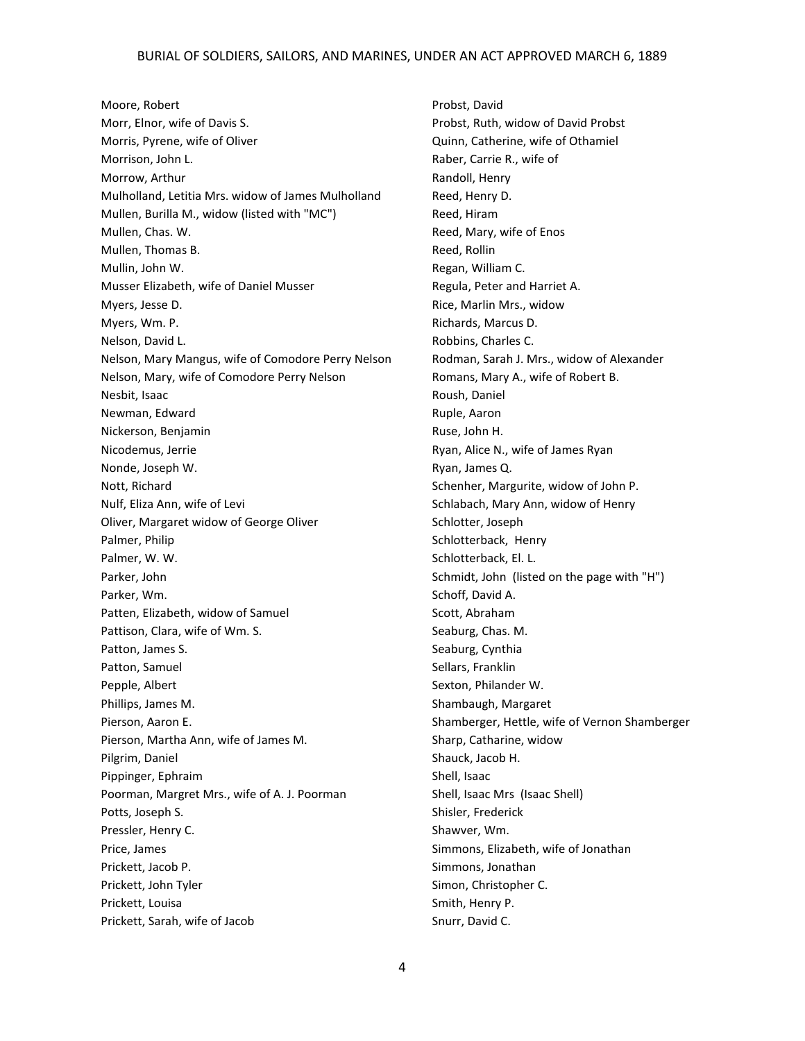Moore, Robert
Morr, Elnor, wife of Davis S.
Morris, Pyrene, wife of Oliver
Morrison, John L.
Morrow, Arthur
Mulholland, Letitia Mrs. widow of James Mulholland
Mullen, Burilla M., widow (listed with "MC")
Mullen, Chas. W.
Mullen, Thomas B.
Mullin, John W.
Musser Elizabeth, wife of Daniel Musser
Myers, Jesse D.
Myers, Wm. P.
Nelson, David L.
Nelson, Mary Mangus, wife of Comodore Perry Nelson
Nelson, Mary, wife of Comodore Perry Nelson
Nesbit, Isaac
Newman, Edward
Nickerson, Benjamin
Nicodemus, Jerrie
Nonde, Joseph W.
Nott, Richard
Nulf, Eliza Ann, wife of Levi
Oliver, Margaret widow of George Oliver
Palmer, Philip
Palmer, W. W.
Parker, John
Parker, Wm.
Patten, Elizabeth, widow of Samuel
Pattison, Clara, wife of Wm. S.
Patton, James S.
Patton, Samuel
Pepple, Albert
Phillips, James M.
Pierson, Aaron E.
Pierson, Martha Ann, wife of James M.
Pilgrim, Daniel
Pippinger, Ephraim
Poorman, Margret Mrs., wife of A. J. Poorman
Potts, Joseph S.
Pressler, Henry C.
Price, James
Prickett, Jacob P.
Prickett, John Tyler
Prickett, Louisa
Prickett, Sarah, wife of Jacob
Probst, David
Probst, Ruth, widow of David Probst
Quinn, Catherine, wife of Othamiel
Raber, Carrie R., wife of
Randoll, Henry
Reed, Henry D.
Reed, Hiram
Reed, Mary, wife of Enos
Reed, Rollin
Regan, William C.
Regula, Peter and Harriet A.
Rice, Marlin Mrs., widow
Richards, Marcus D.
Robbins, Charles C.
Rodman, Sarah J. Mrs., widow of Alexander
Romans, Mary A., wife of Robert B.
Roush, Daniel
Ruple, Aaron
Ruse, John H.
Ryan, Alice N., wife of James Ryan
Ryan, James Q.
Schenher, Margurite, widow of John P.
Schlabach, Mary Ann, widow of Henry
Schlotter, Joseph
Schlotterback, Henry
Schlotterback, El. L.
Schmidt, John (listed on the page with "H")
Schoff, David A.
Scott, Abraham
Seaburg, Chas. M.
Seaburg, Cynthia
Sellars, Franklin
Sexton, Philander W.
Shambaugh, Margaret
Shamberger, Hettle, wife of Vernon Shamberger
Sharp, Catharine, widow
Shauck, Jacob H.
Shell, Isaac
Shell, Isaac Mrs (Isaac Shell)
Shisler, Frederick
Shawver, Wm.
Simmons, Elizabeth, wife of Jonathan
Simmons, Jonathan
Simon, Christopher C.
Smith, Henry P.
Snurr, David C.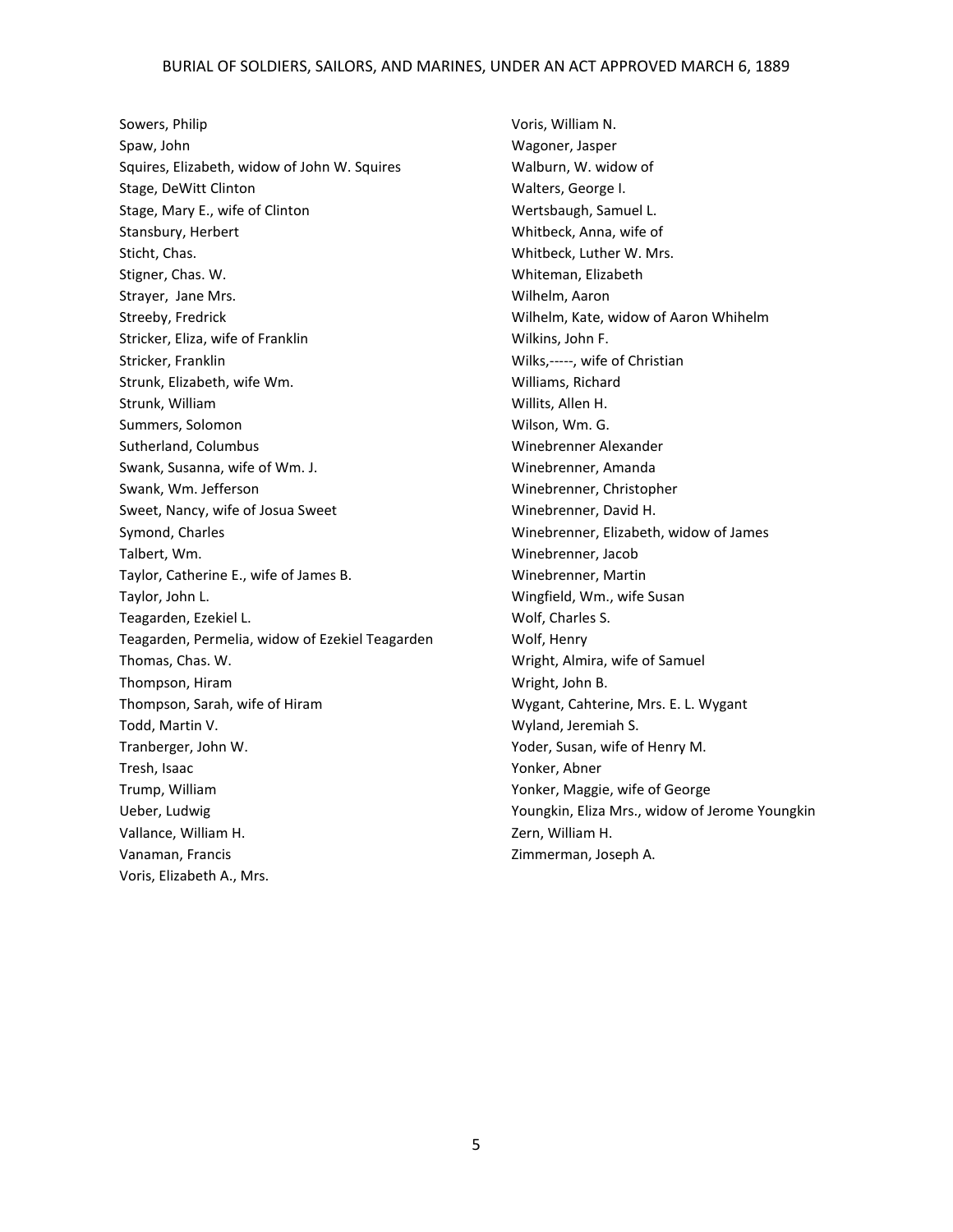Sowers, Philip
Spaw, John
Squires, Elizabeth, widow of John W. Squires
Stage, DeWitt Clinton
Stage, Mary E., wife of Clinton
Stansbury, Herbert
Sticht, Chas.
Stigner, Chas. W.
Strayer, Jane Mrs.
Streeby, Fredrick
Stricker, Eliza, wife of Franklin
Stricker, Franklin
Strunk, Elizabeth, wife Wm.
Strunk, William
Summers, Solomon
Sutherland, Columbus
Swank, Susanna, wife of Wm. J.
Swank, Wm. Jefferson
Sweet, Nancy, wife of Josua Sweet
Symond, Charles
Talbert, Wm.
Taylor, Catherine E., wife of James B.
Taylor, John L.
Teagarden, Ezekiel L.
Teagarden, Permelia, widow of Ezekiel Teagarden
Thomas, Chas. W.
Thompson, Hiram
Thompson, Sarah, wife of Hiram
Todd, Martin V.
Tranberger, John W.
Tresh, Isaac
Trump, William
Ueber, Ludwig
Vallance, William H.
Vanaman, Francis
Voris, Elizabeth A., Mrs.
Voris, William N.
Wagoner, Jasper
Walburn, W. widow of
Walters, George I.
Wertsbaugh, Samuel L.
Whitbeck, Anna, wife of
Whitbeck, Luther W. Mrs.
Whiteman, Elizabeth
Wilhelm, Aaron
Wilhelm, Kate, widow of Aaron Whihelm
Wilkins, John F.
Wilks,-----, wife of Christian
Williams, Richard
Willits, Allen H.
Wilson, Wm. G.
Winebrenner Alexander
Winebrenner, Amanda
Winebrenner, Christopher
Winebrenner, David H.
Winebrenner, Elizabeth, widow of James
Winebrenner, Jacob
Winebrenner, Martin
Wingfield, Wm., wife Susan
Wolf, Charles S.
Wolf, Henry
Wright, Almira, wife of Samuel
Wright, John B.
Wygant, Cahterine, Mrs. E. L. Wygant
Wyland, Jeremiah S.
Yoder, Susan, wife of Henry M.
Yonker, Abner
Yonker, Maggie, wife of George
Youngkin, Eliza Mrs., widow of Jerome Youngkin
Zern, William H.
Zimmerman, Joseph A.